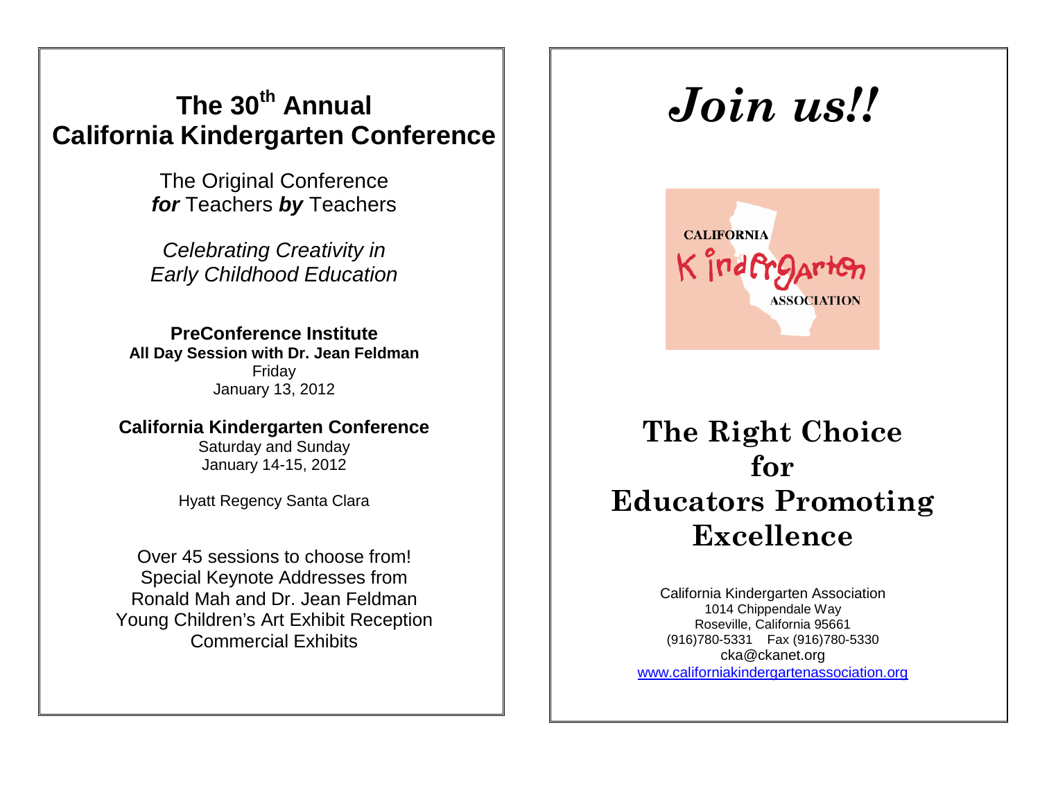# The 30th Annual California Kindergarten Conference

The Original Conference
***for*** Teachers ***by*** Teachers

*Celebrating Creativity in Early Childhood Education*

**PreConference Institute**
**All Day Session with Dr. Jean Feldman**
Friday
January 13, 2012

**California Kindergarten Conference**
Saturday and Sunday
January 14-15, 2012

Hyatt Regency Santa Clara

Over 45 sessions to choose from!
Special Keynote Addresses from Ronald Mah and Dr. Jean Feldman
Young Children's Art Exhibit Reception
Commercial Exhibits

# *Join us!!*

CALIFORNIA
Kindergarten
ASSOCIATION

## The Right Choice for Educators Promoting Excellence

California Kindergarten Association
1014 Chippendale Way
Roseville, California 95661
(916)780-5331 Fax (916)780-5330
cka@ckanet.org
www.californiakindergartenassociation.org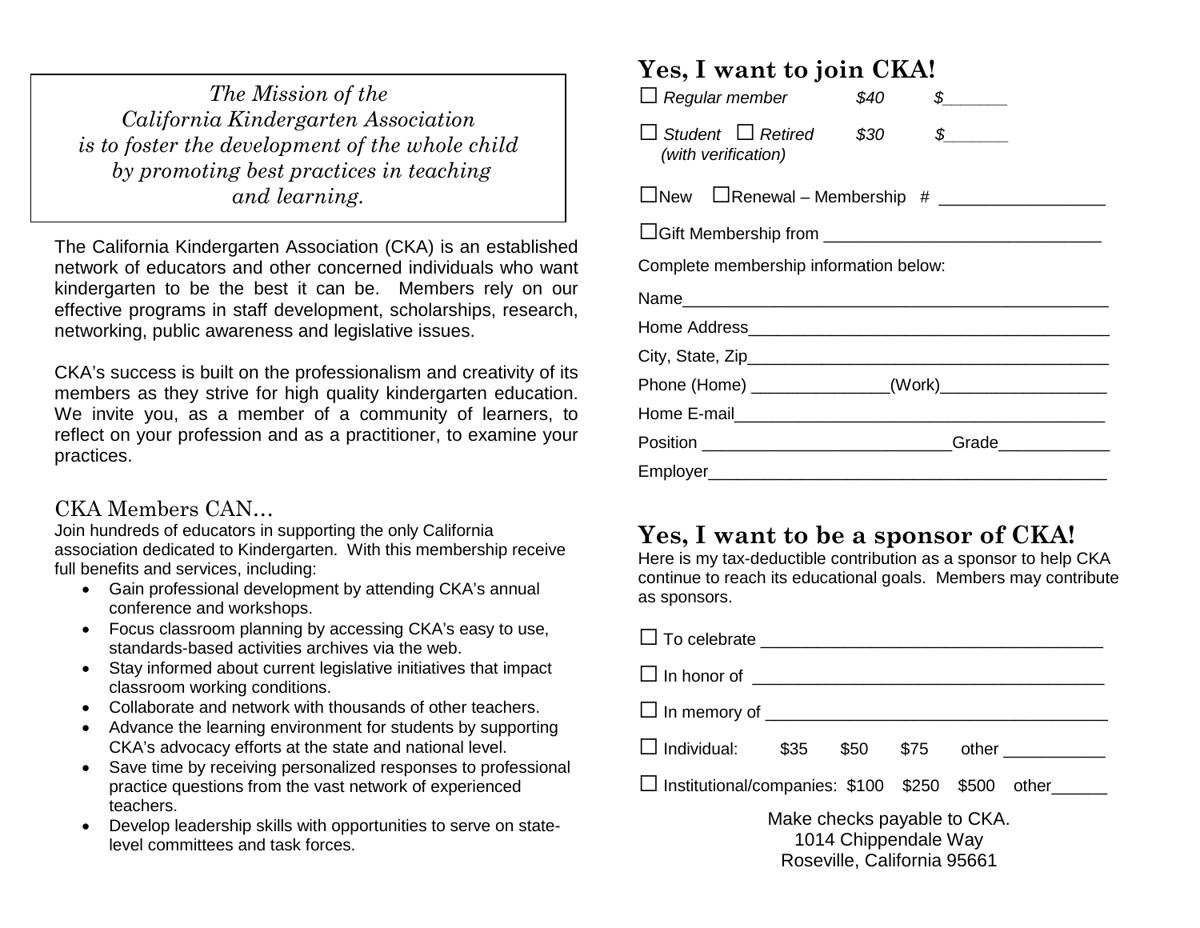*The Mission of the*
*California Kindergarten Association*
*is to foster the development of the whole child*
*by promoting best practices in teaching*
*and learning.*

The California Kindergarten Association (CKA) is an established network of educators and other concerned individuals who want kindergarten to be the best it can be. Members rely on our effective programs in staff development, scholarships, research, networking, public awareness and legislative issues.

CKA's success is built on the professionalism and creativity of its members as they strive for high quality kindergarten education. We invite you, as a member of a community of learners, to reflect on your profession and as a practitioner, to examine your practices.

### CKA Members CAN…

Join hundreds of educators in supporting the only California association dedicated to Kindergarten. With this membership receive full benefits and services, including:

- Gain professional development by attending CKA's annual conference and workshops.
- Focus classroom planning by accessing CKA's easy to use, standards-based activities archives via the web.
- Stay informed about current legislative initiatives that impact classroom working conditions.
- Collaborate and network with thousands of other teachers.
- Advance the learning environment for students by supporting CKA's advocacy efforts at the state and national level.
- Save time by receiving personalized responses to professional practice questions from the vast network of experienced teachers.
- Develop leadership skills with opportunities to serve on state-level committees and task forces.

## Yes, I want to join CKA!

☐ *Regular member* *$40* $_______

☐ *Student* ☐ *Retired* *$30* $_______
*(with verification)*

☐New ☐Renewal – Membership # _________________

☐Gift Membership from _____________________________

Complete membership information below:

Name_______________________________________________

Home Address________________________________________

City, State, Zip_________________________________________

Phone (Home) _______________(Work)__________________

Home E-mail_________________________________________

Position ___________________________Grade____________

Employer____________________________________________

## Yes, I want to be a sponsor of CKA!

Here is my tax-deductible contribution as a sponsor to help CKA continue to reach its educational goals. Members may contribute as sponsors.

☐ To celebrate _____________________________________

☐ In honor of ______________________________________

☐ In memory of _____________________________________

☐ Individual: $35 $50 $75 other ___________

☐ Institutional/companies: $100 $250 $500 other______

Make checks payable to CKA.
1014 Chippendale Way
Roseville, California 95661